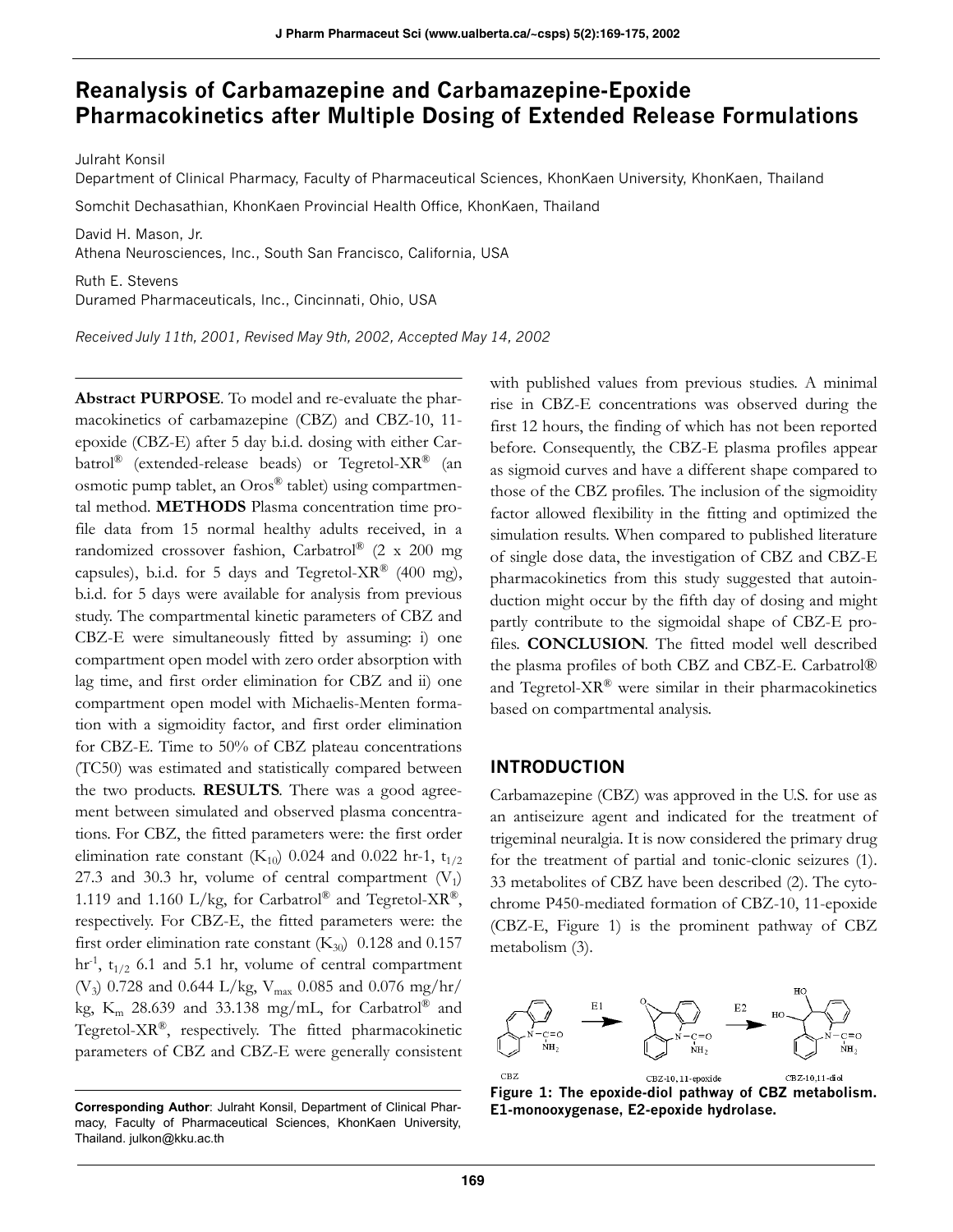# Reanalysis of Carbamazepine and Carbamazepine-Epoxide Pharmacokinetics after Multiple Dosing of Extended Release Formulations

Julraht Konsil
Department of Clinical Pharmacy, Faculty of Pharmaceutical Sciences, KhonKaen University, KhonKaen, Thailand

Somchit Dechasathian, KhonKaen Provincial Health Office, KhonKaen, Thailand

David H. Mason, Jr.
Athena Neurosciences, Inc., South San Francisco, California, USA

Ruth E. Stevens
Duramed Pharmaceuticals, Inc., Cincinnati, Ohio, USA

*Received July 11th, 2001, Revised May 9th, 2002, Accepted May 14, 2002*

**Abstract PURPOSE**. To model and re-evaluate the pharmacokinetics of carbamazepine (CBZ) and CBZ-10, 11-epoxide (CBZ-E) after 5 day b.i.d. dosing with either Carbatrol® (extended-release beads) or Tegretol-XR® (an osmotic pump tablet, an Oros® tablet) using compartmental method. **METHODS** Plasma concentration time profile data from 15 normal healthy adults received, in a randomized crossover fashion, Carbatrol® (2 x 200 mg capsules), b.i.d. for 5 days and Tegretol-XR® (400 mg), b.i.d. for 5 days were available for analysis from previous study. The compartmental kinetic parameters of CBZ and CBZ-E were simultaneously fitted by assuming: i) one compartment open model with zero order absorption with lag time, and first order elimination for CBZ and ii) one compartment open model with Michaelis-Menten formation with a sigmoidity factor, and first order elimination for CBZ-E. Time to 50% of CBZ plateau concentrations (TC50) was estimated and statistically compared between the two products. **RESULTS**. There was a good agreement between simulated and observed plasma concentrations. For CBZ, the fitted parameters were: the first order elimination rate constant ($K_{10}$) 0.024 and 0.022 hr-1, $t_{1/2}$ 27.3 and 30.3 hr, volume of central compartment ($V_1$) 1.119 and 1.160 L/kg, for Carbatrol® and Tegretol-XR®, respectively. For CBZ-E, the fitted parameters were: the first order elimination rate constant ($K_{30}$) 0.128 and 0.157 $hr^{-1}$, $t_{1/2}$ 6.1 and 5.1 hr, volume of central compartment ($V_3$) 0.728 and 0.644 L/kg, $V_{max}$ 0.085 and 0.076 mg/hr/kg, $K_m$ 28.639 and 33.138 mg/mL, for Carbatrol® and Tegretol-XR®, respectively. The fitted pharmacokinetic parameters of CBZ and CBZ-E were generally consistent with published values from previous studies. A minimal rise in CBZ-E concentrations was observed during the first 12 hours, the finding of which has not been reported before. Consequently, the CBZ-E plasma profiles appear as sigmoid curves and have a different shape compared to those of the CBZ profiles. The inclusion of the sigmoidity factor allowed flexibility in the fitting and optimized the simulation results. When compared to published literature of single dose data, the investigation of CBZ and CBZ-E pharmacokinetics from this study suggested that autoinduction might occur by the fifth day of dosing and might partly contribute to the sigmoidal shape of CBZ-E profiles. **CONCLUSION**. The fitted model well described the plasma profiles of both CBZ and CBZ-E. Carbatrol® and Tegretol-XR® were similar in their pharmacokinetics based on compartmental analysis.

**Corresponding Author**: Julraht Konsil, Department of Clinical Pharmacy, Faculty of Pharmaceutical Sciences, KhonKaen University, Thailand. julkon@kku.ac.th

## INTRODUCTION

Carbamazepine (CBZ) was approved in the U.S. for use as an antiseizure agent and indicated for the treatment of trigeminal neuralgia. It is now considered the primary drug for the treatment of partial and tonic-clonic seizures (1). 33 metabolites of CBZ have been described (2). The cytochrome P450-mediated formation of CBZ-10, 11-epoxide (CBZ-E, Figure 1) is the prominent pathway of CBZ metabolism (3).

**Figure 1: The epoxide-diol pathway of CBZ metabolism. E1-monooxygenase, E2-epoxide hydrolase.**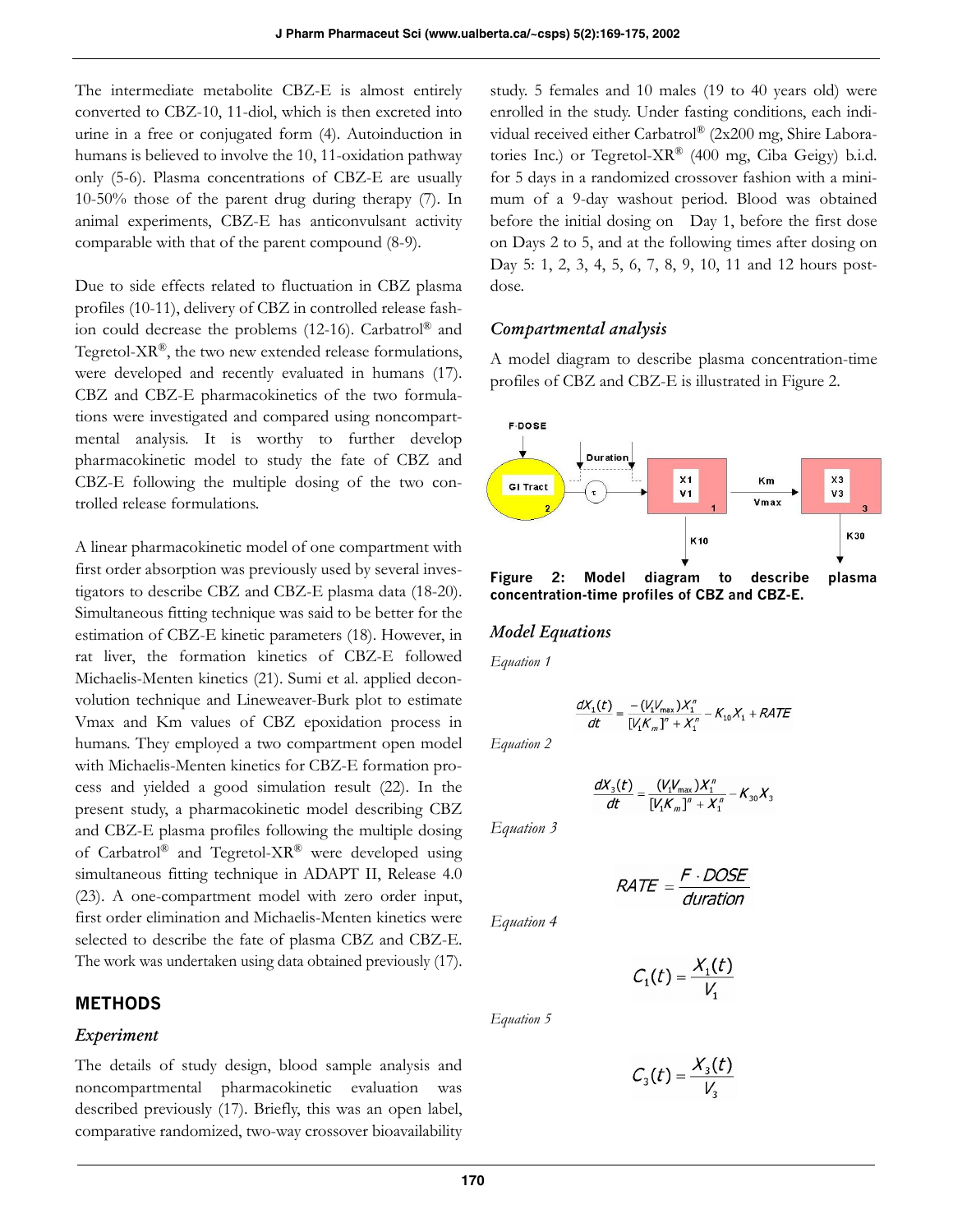The intermediate metabolite CBZ-E is almost entirely converted to CBZ-10, 11-diol, which is then excreted into urine in a free or conjugated form (4). Autoinduction in humans is believed to involve the 10, 11-oxidation pathway only (5-6). Plasma concentrations of CBZ-E are usually 10-50% those of the parent drug during therapy (7). In animal experiments, CBZ-E has anticonvulsant activity comparable with that of the parent compound (8-9).

Due to side effects related to fluctuation in CBZ plasma profiles (10-11), delivery of CBZ in controlled release fashion could decrease the problems (12-16). Carbatrol® and Tegretol-XR®, the two new extended release formulations, were developed and recently evaluated in humans (17). CBZ and CBZ-E pharmacokinetics of the two formulations were investigated and compared using noncompartmental analysis. It is worthy to further develop pharmacokinetic model to study the fate of CBZ and CBZ-E following the multiple dosing of the two controlled release formulations.

A linear pharmacokinetic model of one compartment with first order absorption was previously used by several investigators to describe CBZ and CBZ-E plasma data (18-20). Simultaneous fitting technique was said to be better for the estimation of CBZ-E kinetic parameters (18). However, in rat liver, the formation kinetics of CBZ-E followed Michaelis-Menten kinetics (21). Sumi et al. applied deconvolution technique and Lineweaver-Burk plot to estimate Vmax and Km values of CBZ epoxidation process in humans. They employed a two compartment open model with Michaelis-Menten kinetics for CBZ-E formation process and yielded a good simulation result (22). In the present study, a pharmacokinetic model describing CBZ and CBZ-E plasma profiles following the multiple dosing of Carbatrol® and Tegretol-XR® were developed using simultaneous fitting technique in ADAPT II, Release 4.0 (23). A one-compartment model with zero order input, first order elimination and Michaelis-Menten kinetics were selected to describe the fate of plasma CBZ and CBZ-E. The work was undertaken using data obtained previously (17).

## METHODS

### *Experiment*

The details of study design, blood sample analysis and noncompartmental pharmacokinetic evaluation was described previously (17). Briefly, this was an open label, comparative randomized, two-way crossover bioavailability study. 5 females and 10 males (19 to 40 years old) were enrolled in the study. Under fasting conditions, each individual received either Carbatrol® (2x200 mg, Shire Laboratories Inc.) or Tegretol-XR® (400 mg, Ciba Geigy) b.i.d. for 5 days in a randomized crossover fashion with a minimum of a 9-day washout period. Blood was obtained before the initial dosing on Day 1, before the first dose on Days 2 to 5, and at the following times after dosing on Day 5: 1, 2, 3, 4, 5, 6, 7, 8, 9, 10, 11 and 12 hours post-dose.

### *Compartmental analysis*

A model diagram to describe plasma concentration-time profiles of CBZ and CBZ-E is illustrated in Figure 2.

**Figure 2: Model diagram to describe plasma concentration-time profiles of CBZ and CBZ-E.**

### *Model Equations*

*Equation 1*

$$\frac{dX_1(t)}{dt} = \frac{-(V_1 V_{max})X_1^n}{[V_1 K_m]^n + X_1^n} - K_{10}X_1 + RATE$$

*Equation 2*

$$\frac{dX_3(t)}{dt} = \frac{(V_1 V_{max})X_1^n}{[V_1 K_m]^n + X_1^n} - K_{30}X_3$$

*Equation 3*

$$RATE = \frac{F \cdot DOSE}{duration}$$

*Equation 4*

$$C_1(t) = \frac{X_1(t)}{V_1}$$

*Equation 5*

$$C_3(t) = \frac{X_3(t)}{V_3}$$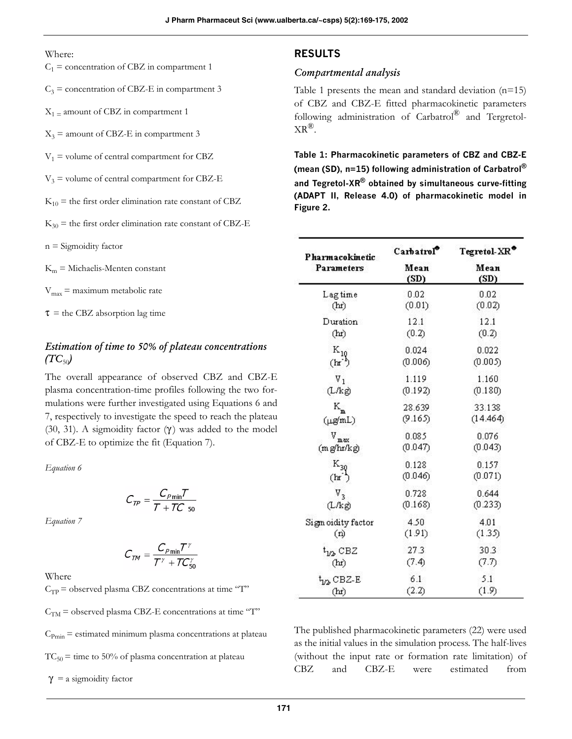Where:

$C_1$ = concentration of CBZ in compartment 1

$C_3$ = concentration of CBZ-E in compartment 3

$X_1$ = amount of CBZ in compartment 1

$X_3$ = amount of CBZ-E in compartment 3

$V_1$ = volume of central compartment for CBZ

$V_3$ = volume of central compartment for CBZ-E

$K_{10}$ = the first order elimination rate constant of CBZ

$K_{30}$ = the first order elimination rate constant of CBZ-E

n = Sigmoidity factor

$K_m$ = Michaelis-Menten constant

$V_{max}$ = maximum metabolic rate

$\tau$ = the CBZ absorption lag time

### *Estimation of time to 50% of plateau concentrations ($TC_{50}$)*

The overall appearance of observed CBZ and CBZ-E plasma concentration-time profiles following the two formulations were further investigated using Equations 6 and 7, respectively to investigate the speed to reach the plateau (30, 31). A sigmoidity factor ($\gamma$) was added to the model of CBZ-E to optimize the fit (Equation 7).

*Equation 6*

$$C_{TP} = \frac{C_{P\min} T}{T + TC_{50}}$$

*Equation 7*

$$C_{TM} = \frac{C_{P\min} T^{\gamma}}{T^{\gamma} + TC_{50}^{\gamma}}$$

Where

$C_{TP}$ = observed plasma CBZ concentrations at time "T"

$C_{TM}$ = observed plasma CBZ-E concentrations at time "T"

$C_{P\min}$ = estimated minimum plasma concentrations at plateau

$TC_{50}$ = time to 50% of plasma concentration at plateau

$\gamma$ = a sigmoidity factor

## RESULTS

### *Compartmental analysis*

Table 1 presents the mean and standard deviation (n=15) of CBZ and CBZ-E fitted pharmacokinetic parameters following administration of Carbatrol® and Tergretol-XR®.

**Table 1: Pharmacokinetic parameters of CBZ and CBZ-E (mean (SD), n=15) following administration of Carbatrol® and Tegretol-XR® obtained by simultaneous curve-fitting (ADAPT II, Release 4.0) of pharmacokinetic model in Figure 2.**

| Pharmacokinetic Parameters | Carbatrol® Mean (SD) | Tegretol-XR® Mean (SD) |
|---|---|---|
| Lag time (hr) | 0.02 (0.01) | 0.02 (0.02) |
| Duration (hr) | 12.1 (0.2) | 12.1 (0.2) |
| $K_{10}$ ($hr^{-1}$) | 0.024 (0.006) | 0.022 (0.005) |
| $V_1$ (L/kg) | 1.119 (0.192) | 1.160 (0.180) |
| $K_m$ (μg/mL) | 28.639 (9.165) | 33.138 (14.464) |
| $V_{max}$ (mg/hr/kg) | 0.085 (0.047) | 0.076 (0.043) |
| $K_{30}$ ($hr^{-1}$) | 0.128 (0.046) | 0.157 (0.071) |
| $V_3$ (L/kg) | 0.728 (0.168) | 0.644 (0.233) |
| Sigmoidity factor (n) | 4.50 (1.91) | 4.01 (1.35) |
| $t_{1/2}$ CBZ (hr) | 27.3 (7.4) | 30.3 (7.7) |
| $t_{1/2}$ CBZ-E (hr) | 6.1 (2.2) | 5.1 (1.9) |

The published pharmacokinetic parameters (22) were used as the initial values in the simulation process. The half-lives (without the input rate or formation rate limitation) of CBZ and CBZ-E were estimated from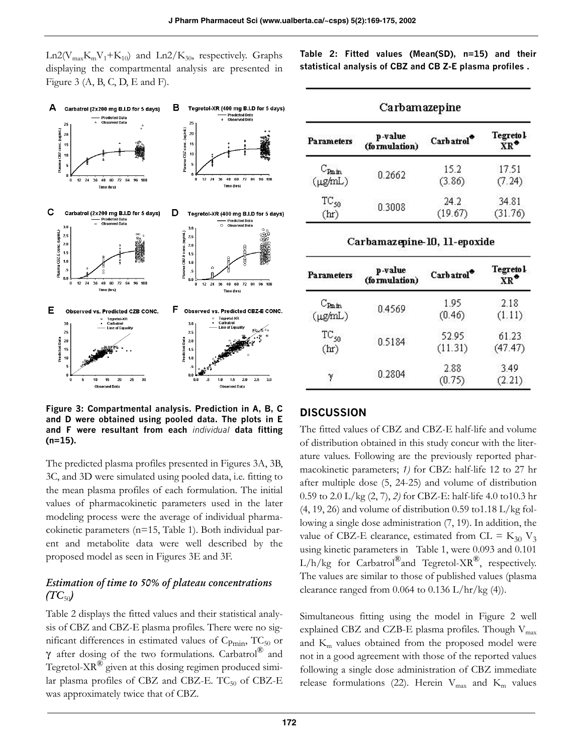$Ln2(V_{max}K_mV_1+K_{10})$ and $Ln2/K_{30}$, respectively. Graphs displaying the compartmental analysis are presented in Figure 3 (A, B, C, D, E and F).

**Figure 3: Compartmental analysis. Prediction in A, B, C and D were obtained using pooled data. The plots in E and F were resultant from each *individual* data fitting (n=15).**

The predicted plasma profiles presented in Figures 3A, 3B, 3C, and 3D were simulated using pooled data, i.e. fitting to the mean plasma profiles of each formulation. The initial values of pharmacokinetic parameters used in the later modeling process were the average of individual pharmacokinetic parameters (n=15, Table 1). Both individual parent and metabolite data were well described by the proposed model as seen in Figures 3E and 3F.

### *Estimation of time to 50% of plateau concentrations ($TC_{50}$)*

Table 2 displays the fitted values and their statistical analysis of CBZ and CBZ-E plasma profiles. There were no significant differences in estimated values of $C_{Pmin}$, $TC_{50}$ or $\gamma$ after dosing of the two formulations. Carbatrol® and Tegretol-XR® given at this dosing regimen produced similar plasma profiles of CBZ and CBZ-E. $TC_{50}$ of CBZ-E was approximately twice that of CBZ.

**Table 2: Fitted values (Mean(SD), n=15) and their statistical analysis of CBZ and CB Z-E plasma profiles .**

| Carbamazepine | | | |
|---|---|---|---|
| Parameters | p-value (formulation) | Carbatrol® | Tegretol-XR® |
| $C_{Pmin}$ (μg/mL) | 0.2662 | 15.2 (3.86) | 17.51 (7.24) |
| $TC_{50}$ (hr) | 0.3008 | 24.2 (19.67) | 34.81 (31.76) |

| Carbamazepine-10, 11-epoxide | | | |
|---|---|---|---|
| Parameters | p-value (formulation) | Carbatrol® | Tegretol-XR® |
| $C_{Pmin}$ (μg/mL) | 0.4569 | 1.95 (0.46) | 2.18 (1.11) |
| $TC_{50}$ (hr) | 0.5184 | 52.95 (11.31) | 61.23 (47.47) |
| $\gamma$ | 0.2804 | 2.88 (0.75) | 3.49 (2.21) |

## DISCUSSION

The fitted values of CBZ and CBZ-E half-life and volume of distribution obtained in this study concur with the literature values. Following are the previously reported pharmacokinetic parameters; *1)* for CBZ: half-life 12 to 27 hr after multiple dose (5, 24-25) and volume of distribution 0.59 to 2.0 L/kg (2, 7), *2)* for CBZ-E: half-life 4.0 to10.3 hr (4, 19, 26) and volume of distribution 0.59 to1.18 L/kg following a single dose administration (7, 19). In addition, the value of CBZ-E clearance, estimated from $CL = K_{30} V_3$ using kinetic parameters in Table 1, were 0.093 and 0.101 L/h/kg for Carbatrol® and Tegretol-XR®, respectively. The values are similar to those of published values (plasma clearance ranged from 0.064 to 0.136 L/hr/kg (4)).

Simultaneous fitting using the model in Figure 2 well explained CBZ and CZB-E plasma profiles. Though $V_{max}$ and $K_m$ values obtained from the proposed model were not in a good agreement with those of the reported values following a single dose administration of CBZ immediate release formulations (22). Herein $V_{max}$ and $K_m$ values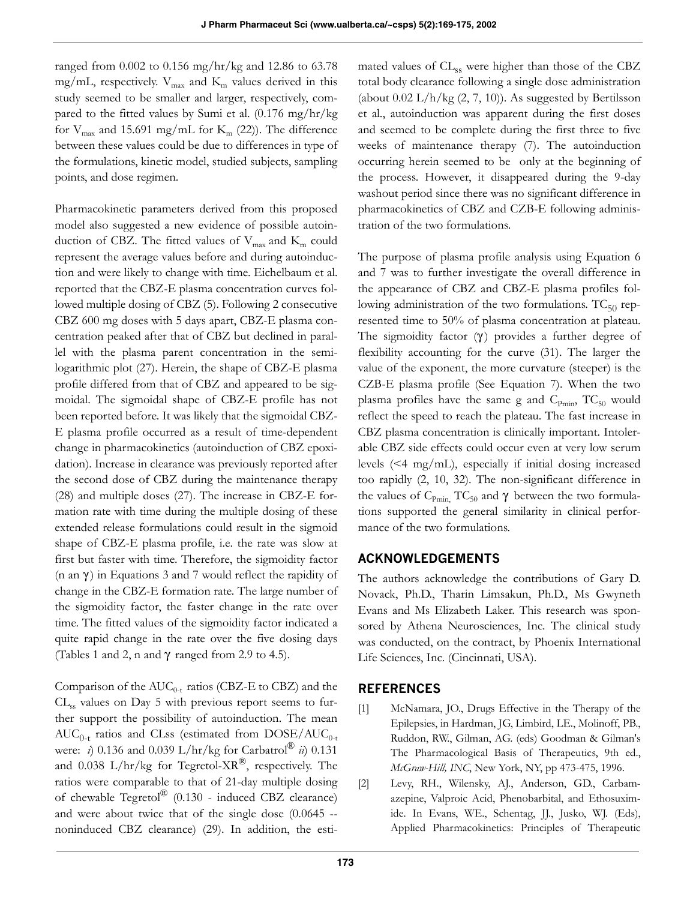ranged from 0.002 to 0.156 mg/hr/kg and 12.86 to 63.78 mg/mL, respectively. $V_{max}$ and $K_m$ values derived in this study seemed to be smaller and larger, respectively, compared to the fitted values by Sumi et al. (0.176 mg/hr/kg for $V_{max}$ and 15.691 mg/mL for $K_m$ (22)). The difference between these values could be due to differences in type of the formulations, kinetic model, studied subjects, sampling points, and dose regimen.

Pharmacokinetic parameters derived from this proposed model also suggested a new evidence of possible autoinduction of CBZ. The fitted values of $V_{max}$ and $K_m$ could represent the average values before and during autoinduction and were likely to change with time. Eichelbaum et al. reported that the CBZ-E plasma concentration curves followed multiple dosing of CBZ (5). Following 2 consecutive CBZ 600 mg doses with 5 days apart, CBZ-E plasma concentration peaked after that of CBZ but declined in parallel with the plasma parent concentration in the semilogarithmic plot (27). Herein, the shape of CBZ-E plasma profile differed from that of CBZ and appeared to be sigmoidal. The sigmoidal shape of CBZ-E profile has not been reported before. It was likely that the sigmoidal CBZ-E plasma profile occurred as a result of time-dependent change in pharmacokinetics (autoinduction of CBZ epoxidation). Increase in clearance was previously reported after the second dose of CBZ during the maintenance therapy (28) and multiple doses (27). The increase in CBZ-E formation rate with time during the multiple dosing of these extended release formulations could result in the sigmoid shape of CBZ-E plasma profile, i.e. the rate was slow at first but faster with time. Therefore, the sigmoidity factor (n an $\gamma$) in Equations 3 and 7 would reflect the rapidity of change in the CBZ-E formation rate. The large number of the sigmoidity factor, the faster change in the rate over time. The fitted values of the sigmoidity factor indicated a quite rapid change in the rate over the five dosing days (Tables 1 and 2, n and $\gamma$ ranged from 2.9 to 4.5).

Comparison of the $AUC_{0-t}$ ratios (CBZ-E to CBZ) and the $CL_{ss}$ values on Day 5 with previous report seems to further support the possibility of autoinduction. The mean $AUC_{0-t}$ ratios and CLss (estimated from DOSE/$AUC_{0-t}$ were: *i*) 0.136 and 0.039 L/hr/kg for Carbatrol® *ii*) 0.131 and 0.038 L/hr/kg for Tegretol-XR®, respectively. The ratios were comparable to that of 21-day multiple dosing of chewable Tegretol® (0.130 - induced CBZ clearance) and were about twice that of the single dose (0.0645 -- noninduced CBZ clearance) (29). In addition, the estimated values of $CL_{ss}$ were higher than those of the CBZ total body clearance following a single dose administration (about 0.02 L/h/kg (2, 7, 10)). As suggested by Bertilsson et al., autoinduction was apparent during the first doses and seemed to be complete during the first three to five weeks of maintenance therapy (7). The autoinduction occurring herein seemed to be only at the beginning of the process. However, it disappeared during the 9-day washout period since there was no significant difference in pharmacokinetics of CBZ and CZB-E following administration of the two formulations.

The purpose of plasma profile analysis using Equation 6 and 7 was to further investigate the overall difference in the appearance of CBZ and CBZ-E plasma profiles following administration of the two formulations. $TC_{50}$ represented time to 50% of plasma concentration at plateau. The sigmoidity factor ($\gamma$) provides a further degree of flexibility accounting for the curve (31). The larger the value of the exponent, the more curvature (steeper) is the CZB-E plasma profile (See Equation 7). When the two plasma profiles have the same g and $C_{Pmin}$, $TC_{50}$ would reflect the speed to reach the plateau. The fast increase in CBZ plasma concentration is clinically important. Intolerable CBZ side effects could occur even at very low serum levels (<4 mg/mL), especially if initial dosing increased too rapidly (2, 10, 32). The non-significant difference in the values of $C_{Pmin}$, $TC_{50}$ and $\gamma$ between the two formulations supported the general similarity in clinical performance of the two formulations.

## ACKNOWLEDGEMENTS

The authors acknowledge the contributions of Gary D. Novack, Ph.D., Tharin Limsakun, Ph.D., Ms Gwyneth Evans and Ms Elizabeth Laker. This research was sponsored by Athena Neurosciences, Inc. The clinical study was conducted, on the contract, by Phoenix International Life Sciences, Inc. (Cincinnati, USA).

## REFERENCES

[1] McNamara, JO., Drugs Effective in the Therapy of the Epilepsies, in Hardman, JG, Limbird, LE., Molinoff, PB., Ruddon, RW., Gilman, AG. (eds) Goodman & Gilman's The Pharmacological Basis of Therapeutics, 9th ed., *McGraw-Hill, INC*, New York, NY, pp 473-475, 1996.

[2] Levy, RH., Wilensky, AJ., Anderson, GD., Carbamazepine, Valproic Acid, Phenobarbital, and Ethosuximide. In Evans, WE., Schentag, JJ., Jusko, WJ. (Eds), Applied Pharmacokinetics: Principles of Therapeutic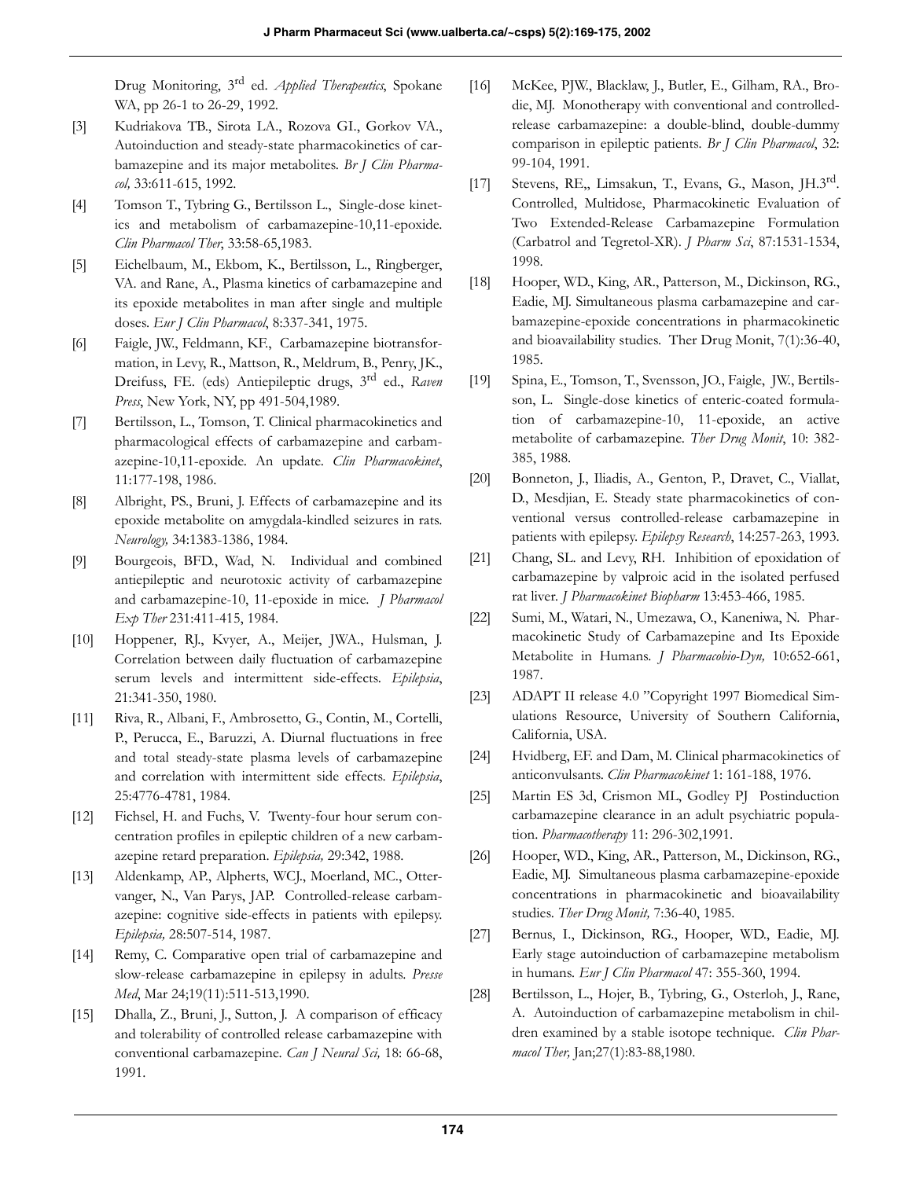Drug Monitoring, 3rd ed. *Applied Therapeutics*, Spokane WA, pp 26-1 to 26-29, 1992.

[3] Kudriakova TB., Sirota LA., Rozova GI., Gorkov VA., Autoinduction and steady-state pharmacokinetics of carbamazepine and its major metabolites. *Br J Clin Pharmacol,* 33:611-615, 1992.

[4] Tomson T., Tybring G., Bertilsson L., Single-dose kinetics and metabolism of carbamazepine-10,11-epoxide. *Clin Pharmacol Ther*, 33:58-65,1983.

[5] Eichelbaum, M., Ekbom, K., Bertilsson, L., Ringberger, VA. and Rane, A., Plasma kinetics of carbamazepine and its epoxide metabolites in man after single and multiple doses. *Eur J Clin Pharmacol*, 8:337-341, 1975.

[6] Faigle, JW., Feldmann, KF., Carbamazepine biotransformation, in Levy, R., Mattson, R., Meldrum, B., Penry, JK., Dreifuss, FE. (eds) Antiepileptic drugs, 3rd ed., *Raven Press*, New York, NY, pp 491-504,1989.

[7] Bertilsson, L., Tomson, T. Clinical pharmacokinetics and pharmacological effects of carbamazepine and carbamazepine-10,11-epoxide. An update. *Clin Pharmacokinet*, 11:177-198, 1986.

[8] Albright, PS., Bruni, J. Effects of carbamazepine and its epoxide metabolite on amygdala-kindled seizures in rats. *Neurology,* 34:1383-1386, 1984.

[9] Bourgeois, BFD., Wad, N. Individual and combined antiepileptic and neurotoxic activity of carbamazepine and carbamazepine-10, 11-epoxide in mice. *J Pharmacol Exp Ther* 231:411-415, 1984.

[10] Hoppener, RJ., Kvyer, A., Meijer, JWA., Hulsman, J. Correlation between daily fluctuation of carbamazepine serum levels and intermittent side-effects. *Epilepsia*, 21:341-350, 1980.

[11] Riva, R., Albani, F., Ambrosetto, G., Contin, M., Cortelli, P., Perucca, E., Baruzzi, A. Diurnal fluctuations in free and total steady-state plasma levels of carbamazepine and correlation with intermittent side effects. *Epilepsia*, 25:4776-4781, 1984.

[12] Fichsel, H. and Fuchs, V. Twenty-four hour serum concentration profiles in epileptic children of a new carbamazepine retard preparation. *Epilepsia,* 29:342, 1988.

[13] Aldenkamp, AP., Alpherts, WCJ., Moerland, MC., Ottervanger, N., Van Parys, JAP. Controlled-release carbamazepine: cognitive side-effects in patients with epilepsy. *Epilepsia,* 28:507-514, 1987.

[14] Remy, C. Comparative open trial of carbamazepine and slow-release carbamazepine in epilepsy in adults. *Presse Med*, Mar 24;19(11):511-513,1990.

[15] Dhalla, Z., Bruni, J., Sutton, J. A comparison of efficacy and tolerability of controlled release carbamazepine with conventional carbamazepine. *Can J Neural Sci,* 18: 66-68, 1991.

[16] McKee, PJW., Blacklaw, J., Butler, E., Gilham, RA., Brodie, MJ. Monotherapy with conventional and controlled-release carbamazepine: a double-blind, double-dummy comparison in epileptic patients. *Br J Clin Pharmacol*, 32: 99-104, 1991.

[17] Stevens, RE,, Limsakun, T., Evans, G., Mason, JH.3rd. Controlled, Multidose, Pharmacokinetic Evaluation of Two Extended-Release Carbamazepine Formulation (Carbatrol and Tegretol-XR). *J Pharm Sci*, 87:1531-1534, 1998.

[18] Hooper, WD., King, AR., Patterson, M., Dickinson, RG., Eadie, MJ. Simultaneous plasma carbamazepine and carbamazepine-epoxide concentrations in pharmacokinetic and bioavailability studies. Ther Drug Monit, 7(1):36-40, 1985.

[19] Spina, E., Tomson, T., Svensson, JO., Faigle, JW., Bertilsson, L. Single-dose kinetics of enteric-coated formulation of carbamazepine-10, 11-epoxide, an active metabolite of carbamazepine. *Ther Drug Monit*, 10: 382-385, 1988.

[20] Bonneton, J., Iliadis, A., Genton, P., Dravet, C., Viallat, D., Mesdjian, E. Steady state pharmacokinetics of conventional versus controlled-release carbamazepine in patients with epilepsy. *Epilepsy Research*, 14:257-263, 1993.

[21] Chang, SL. and Levy, RH. Inhibition of epoxidation of carbamazepine by valproic acid in the isolated perfused rat liver. *J Pharmacokinet Biopharm* 13:453-466, 1985.

[22] Sumi, M., Watari, N., Umezawa, O., Kaneniwa, N. Pharmacokinetic Study of Carbamazepine and Its Epoxide Metabolite in Humans. *J Pharmacobio-Dyn,* 10:652-661, 1987.

[23] ADAPT II release 4.0 "Copyright 1997 Biomedical Simulations Resource, University of Southern California, California, USA.

[24] Hvidberg, EF. and Dam, M. Clinical pharmacokinetics of anticonvulsants. *Clin Pharmacokinet* 1: 161-188, 1976.

[25] Martin ES 3d, Crismon ML, Godley PJ Postinduction carbamazepine clearance in an adult psychiatric population. *Pharmacotherapy* 11: 296-302,1991.

[26] Hooper, WD., King, AR., Patterson, M., Dickinson, RG., Eadie, MJ. Simultaneous plasma carbamazepine-epoxide concentrations in pharmacokinetic and bioavailability studies. *Ther Drug Monit,* 7:36-40, 1985.

[27] Bernus, I., Dickinson, RG., Hooper, WD., Eadie, MJ. Early stage autoinduction of carbamazepine metabolism in humans. *Eur J Clin Pharmacol* 47: 355-360, 1994.

[28] Bertilsson, L., Hojer, B., Tybring, G., Osterloh, J., Rane, A. Autoinduction of carbamazepine metabolism in children examined by a stable isotope technique. *Clin Pharmacol Ther,* Jan;27(1):83-88,1980.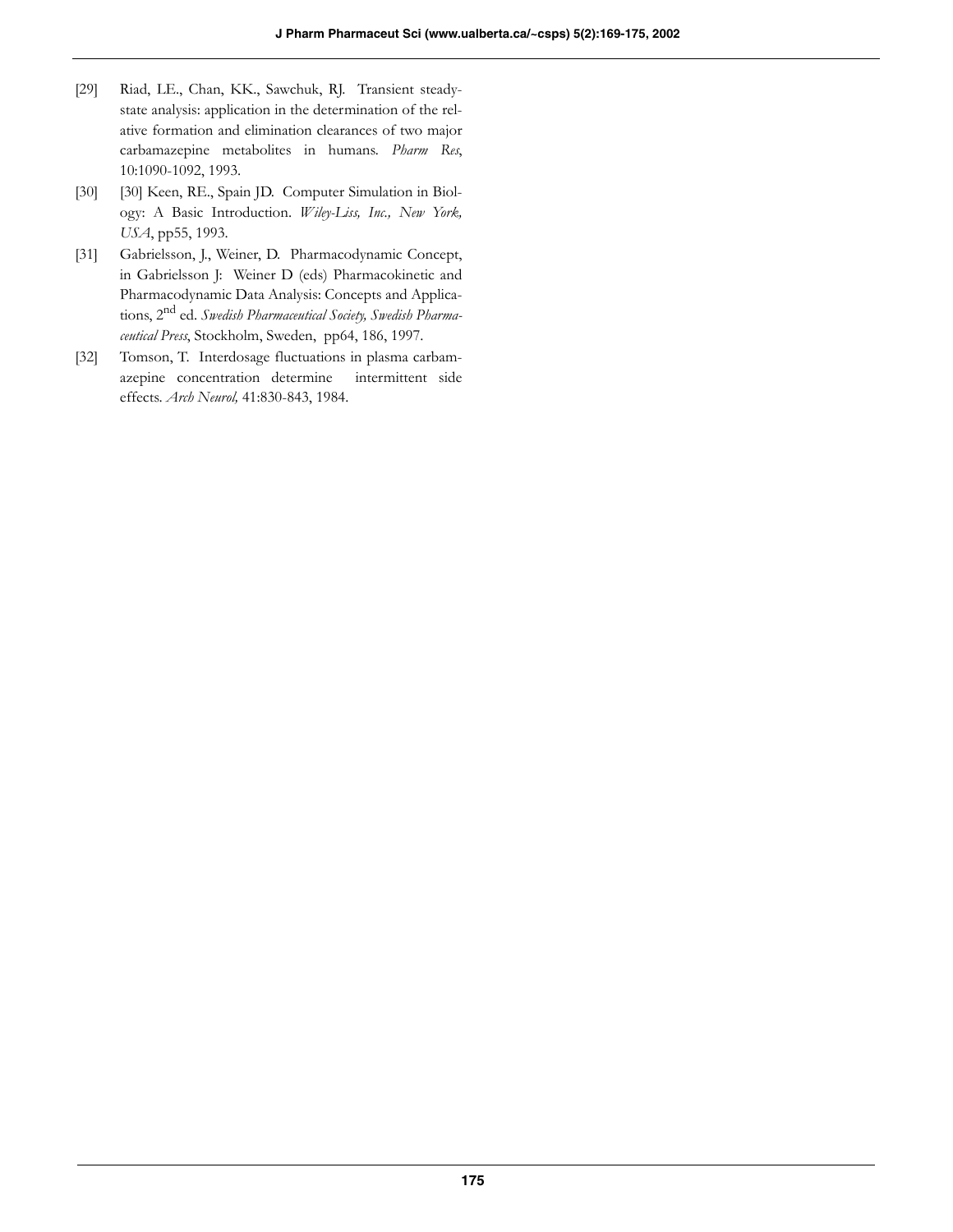[29] Riad, LE., Chan, KK., Sawchuk, RJ. Transient steady-state analysis: application in the determination of the relative formation and elimination clearances of two major carbamazepine metabolites in humans. *Pharm Res*, 10:1090-1092, 1993.

[30] [30] Keen, RE., Spain JD. Computer Simulation in Biology: A Basic Introduction. *Wiley-Liss, Inc., New York, USA*, pp55, 1993.

[31] Gabrielsson, J., Weiner, D. Pharmacodynamic Concept, in Gabrielsson J: Weiner D (eds) Pharmacokinetic and Pharmacodynamic Data Analysis: Concepts and Applications, 2nd ed. *Swedish Pharmaceutical Society, Swedish Pharmaceutical Press*, Stockholm, Sweden, pp64, 186, 1997.

[32] Tomson, T. Interdosage fluctuations in plasma carbamazepine concentration determine intermittent side effects. *Arch Neurol,* 41:830-843, 1984.